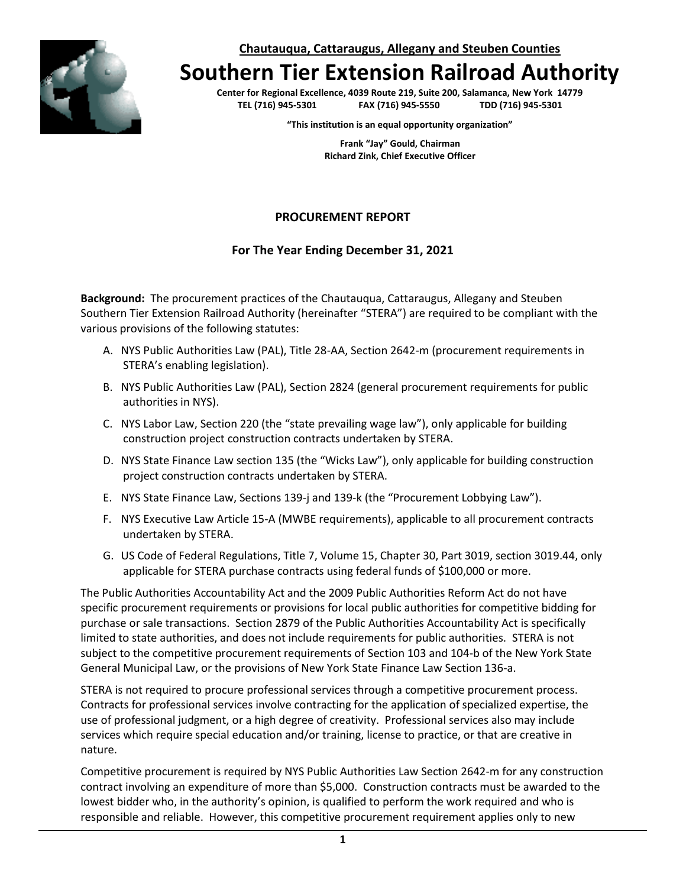**Chautauqua, Cattaraugus, Allegany and Steuben Counties**

# Southern Tier Extension Railroad Authority

**Center for Regional Excellence, 4039 Route 219, Suite 200, Salamanca, New York 14779**
**TEL (716) 945-5301 FAX (716) 945-5550 TDD (716) 945-5301**

**"This institution is an equal opportunity organization"**

**Frank "Jay" Gould, Chairman**
**Richard Zink, Chief Executive Officer**

## PROCUREMENT REPORT

### For The Year Ending December 31, 2021

**Background:** The procurement practices of the Chautauqua, Cattaraugus, Allegany and Steuben Southern Tier Extension Railroad Authority (hereinafter "STERA") are required to be compliant with the various provisions of the following statutes:

A. NYS Public Authorities Law (PAL), Title 28-AA, Section 2642-m (procurement requirements in STERA's enabling legislation).

B. NYS Public Authorities Law (PAL), Section 2824 (general procurement requirements for public authorities in NYS).

C. NYS Labor Law, Section 220 (the "state prevailing wage law"), only applicable for building construction project construction contracts undertaken by STERA.

D. NYS State Finance Law section 135 (the "Wicks Law"), only applicable for building construction project construction contracts undertaken by STERA.

E. NYS State Finance Law, Sections 139-j and 139-k (the "Procurement Lobbying Law").

F. NYS Executive Law Article 15-A (MWBE requirements), applicable to all procurement contracts undertaken by STERA.

G. US Code of Federal Regulations, Title 7, Volume 15, Chapter 30, Part 3019, section 3019.44, only applicable for STERA purchase contracts using federal funds of $100,000 or more.

The Public Authorities Accountability Act and the 2009 Public Authorities Reform Act do not have specific procurement requirements or provisions for local public authorities for competitive bidding for purchase or sale transactions. Section 2879 of the Public Authorities Accountability Act is specifically limited to state authorities, and does not include requirements for public authorities. STERA is not subject to the competitive procurement requirements of Section 103 and 104-b of the New York State General Municipal Law, or the provisions of New York State Finance Law Section 136-a.

STERA is not required to procure professional services through a competitive procurement process. Contracts for professional services involve contracting for the application of specialized expertise, the use of professional judgment, or a high degree of creativity. Professional services also may include services which require special education and/or training, license to practice, or that are creative in nature.

Competitive procurement is required by NYS Public Authorities Law Section 2642-m for any construction contract involving an expenditure of more than $5,000. Construction contracts must be awarded to the lowest bidder who, in the authority's opinion, is qualified to perform the work required and who is responsible and reliable. However, this competitive procurement requirement applies only to new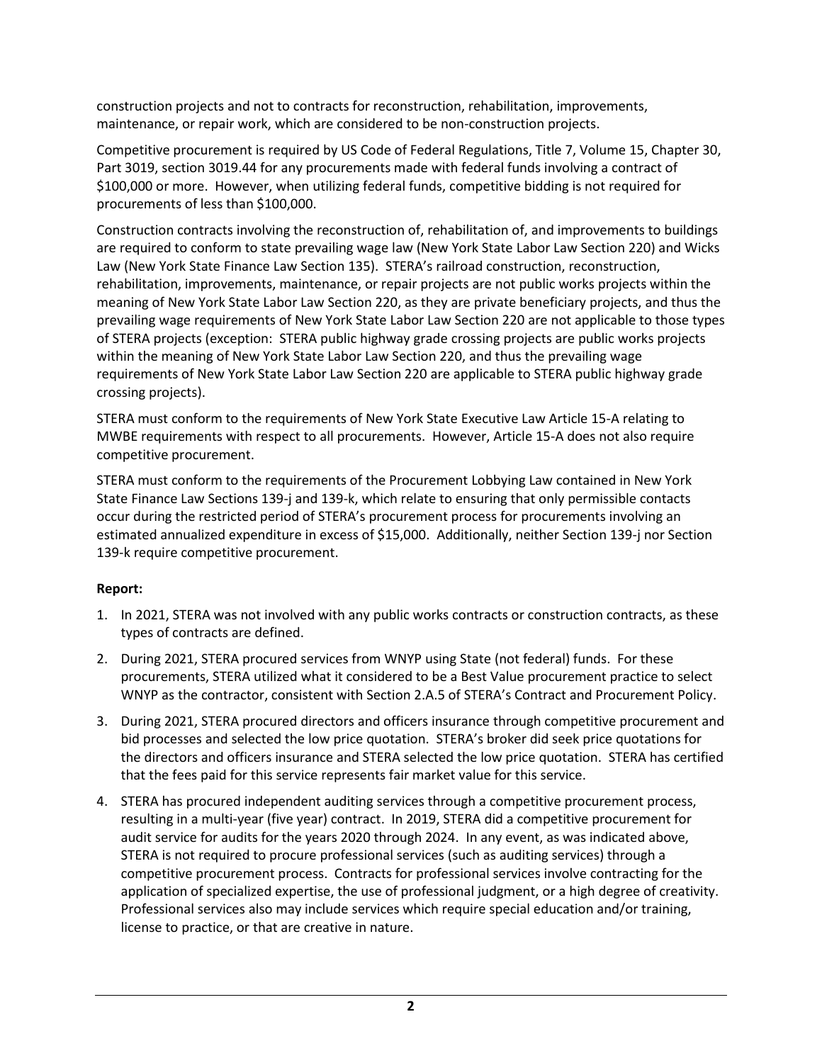construction projects and not to contracts for reconstruction, rehabilitation, improvements, maintenance, or repair work, which are considered to be non-construction projects.

Competitive procurement is required by US Code of Federal Regulations, Title 7, Volume 15, Chapter 30, Part 3019, section 3019.44 for any procurements made with federal funds involving a contract of $100,000 or more. However, when utilizing federal funds, competitive bidding is not required for procurements of less than $100,000.

Construction contracts involving the reconstruction of, rehabilitation of, and improvements to buildings are required to conform to state prevailing wage law (New York State Labor Law Section 220) and Wicks Law (New York State Finance Law Section 135). STERA's railroad construction, reconstruction, rehabilitation, improvements, maintenance, or repair projects are not public works projects within the meaning of New York State Labor Law Section 220, as they are private beneficiary projects, and thus the prevailing wage requirements of New York State Labor Law Section 220 are not applicable to those types of STERA projects (exception: STERA public highway grade crossing projects are public works projects within the meaning of New York State Labor Law Section 220, and thus the prevailing wage requirements of New York State Labor Law Section 220 are applicable to STERA public highway grade crossing projects).

STERA must conform to the requirements of New York State Executive Law Article 15-A relating to MWBE requirements with respect to all procurements. However, Article 15-A does not also require competitive procurement.

STERA must conform to the requirements of the Procurement Lobbying Law contained in New York State Finance Law Sections 139-j and 139-k, which relate to ensuring that only permissible contacts occur during the restricted period of STERA's procurement process for procurements involving an estimated annualized expenditure in excess of $15,000. Additionally, neither Section 139-j nor Section 139-k require competitive procurement.

**Report:**

1. In 2021, STERA was not involved with any public works contracts or construction contracts, as these types of contracts are defined.
2. During 2021, STERA procured services from WNYP using State (not federal) funds. For these procurements, STERA utilized what it considered to be a Best Value procurement practice to select WNYP as the contractor, consistent with Section 2.A.5 of STERA's Contract and Procurement Policy.
3. During 2021, STERA procured directors and officers insurance through competitive procurement and bid processes and selected the low price quotation. STERA's broker did seek price quotations for the directors and officers insurance and STERA selected the low price quotation. STERA has certified that the fees paid for this service represents fair market value for this service.
4. STERA has procured independent auditing services through a competitive procurement process, resulting in a multi-year (five year) contract. In 2019, STERA did a competitive procurement for audit service for audits for the years 2020 through 2024. In any event, as was indicated above, STERA is not required to procure professional services (such as auditing services) through a competitive procurement process. Contracts for professional services involve contracting for the application of specialized expertise, the use of professional judgment, or a high degree of creativity. Professional services also may include services which require special education and/or training, license to practice, or that are creative in nature.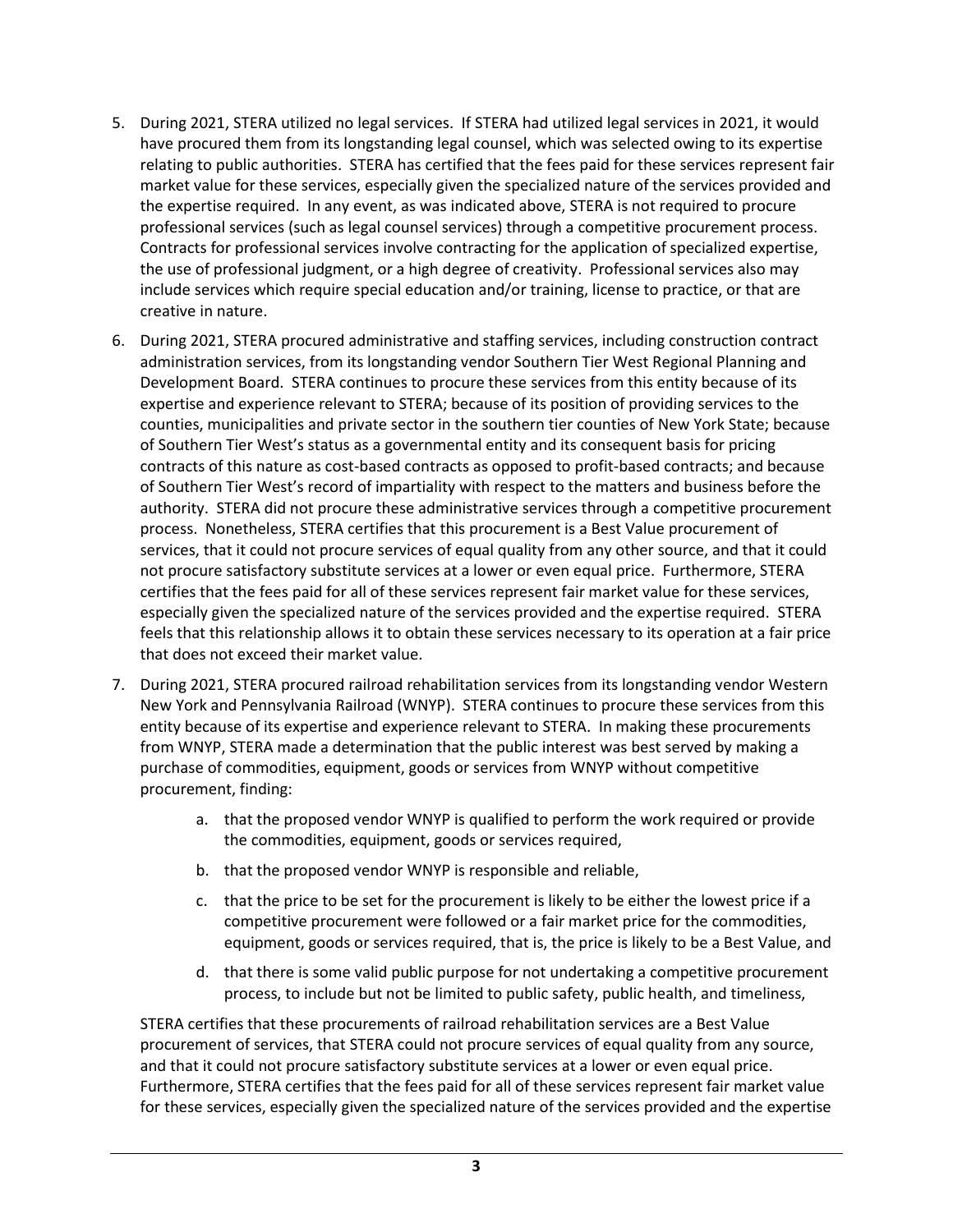5. During 2021, STERA utilized no legal services. If STERA had utilized legal services in 2021, it would have procured them from its longstanding legal counsel, which was selected owing to its expertise relating to public authorities. STERA has certified that the fees paid for these services represent fair market value for these services, especially given the specialized nature of the services provided and the expertise required. In any event, as was indicated above, STERA is not required to procure professional services (such as legal counsel services) through a competitive procurement process. Contracts for professional services involve contracting for the application of specialized expertise, the use of professional judgment, or a high degree of creativity. Professional services also may include services which require special education and/or training, license to practice, or that are creative in nature.

6. During 2021, STERA procured administrative and staffing services, including construction contract administration services, from its longstanding vendor Southern Tier West Regional Planning and Development Board. STERA continues to procure these services from this entity because of its expertise and experience relevant to STERA; because of its position of providing services to the counties, municipalities and private sector in the southern tier counties of New York State; because of Southern Tier West's status as a governmental entity and its consequent basis for pricing contracts of this nature as cost-based contracts as opposed to profit-based contracts; and because of Southern Tier West's record of impartiality with respect to the matters and business before the authority. STERA did not procure these administrative services through a competitive procurement process. Nonetheless, STERA certifies that this procurement is a Best Value procurement of services, that it could not procure services of equal quality from any other source, and that it could not procure satisfactory substitute services at a lower or even equal price. Furthermore, STERA certifies that the fees paid for all of these services represent fair market value for these services, especially given the specialized nature of the services provided and the expertise required. STERA feels that this relationship allows it to obtain these services necessary to its operation at a fair price that does not exceed their market value.

7. During 2021, STERA procured railroad rehabilitation services from its longstanding vendor Western New York and Pennsylvania Railroad (WNYP). STERA continues to procure these services from this entity because of its expertise and experience relevant to STERA. In making these procurements from WNYP, STERA made a determination that the public interest was best served by making a purchase of commodities, equipment, goods or services from WNYP without competitive procurement, finding:

   a. that the proposed vendor WNYP is qualified to perform the work required or provide the commodities, equipment, goods or services required,

   b. that the proposed vendor WNYP is responsible and reliable,

   c. that the price to be set for the procurement is likely to be either the lowest price if a competitive procurement were followed or a fair market price for the commodities, equipment, goods or services required, that is, the price is likely to be a Best Value, and

   d. that there is some valid public purpose for not undertaking a competitive procurement process, to include but not be limited to public safety, public health, and timeliness,

   STERA certifies that these procurements of railroad rehabilitation services are a Best Value procurement of services, that STERA could not procure services of equal quality from any source, and that it could not procure satisfactory substitute services at a lower or even equal price. Furthermore, STERA certifies that the fees paid for all of these services represent fair market value for these services, especially given the specialized nature of the services provided and the expertise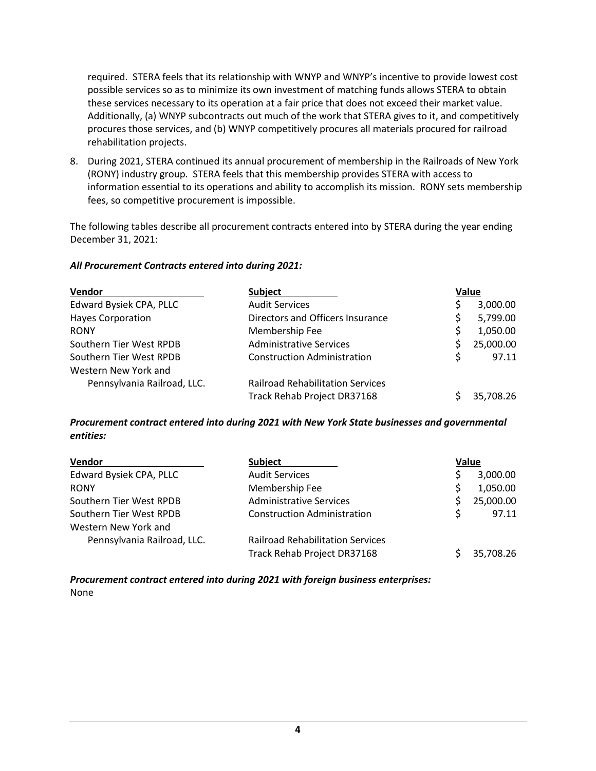required. STERA feels that its relationship with WNYP and WNYP's incentive to provide lowest cost possible services so as to minimize its own investment of matching funds allows STERA to obtain these services necessary to its operation at a fair price that does not exceed their market value. Additionally, (a) WNYP subcontracts out much of the work that STERA gives to it, and competitively procures those services, and (b) WNYP competitively procures all materials procured for railroad rehabilitation projects.

8. During 2021, STERA continued its annual procurement of membership in the Railroads of New York (RONY) industry group. STERA feels that this membership provides STERA with access to information essential to its operations and ability to accomplish its mission. RONY sets membership fees, so competitive procurement is impossible.

The following tables describe all procurement contracts entered into by STERA during the year ending December 31, 2021:

***All Procurement Contracts entered into during 2021:***

| Vendor | Subject | Value |
|---|---|---|
| Edward Bysiek CPA, PLLC | Audit Services | $ 3,000.00 |
| Hayes Corporation | Directors and Officers Insurance | $ 5,799.00 |
| RONY | Membership Fee | $ 1,050.00 |
| Southern Tier West RPDB | Administrative Services | $ 25,000.00 |
| Southern Tier West RPDB | Construction Administration | $ 97.11 |
| Western New York and Pennsylvania Railroad, LLC. | Railroad Rehabilitation Services Track Rehab Project DR37168 | $ 35,708.26 |

***Procurement contract entered into during 2021 with New York State businesses and governmental entities:***

| Vendor | Subject | Value |
|---|---|---|
| Edward Bysiek CPA, PLLC | Audit Services | $ 3,000.00 |
| RONY | Membership Fee | $ 1,050.00 |
| Southern Tier West RPDB | Administrative Services | $ 25,000.00 |
| Southern Tier West RPDB | Construction Administration | $ 97.11 |
| Western New York and Pennsylvania Railroad, LLC. | Railroad Rehabilitation Services Track Rehab Project DR37168 | $ 35,708.26 |

***Procurement contract entered into during 2021 with foreign business enterprises:***
None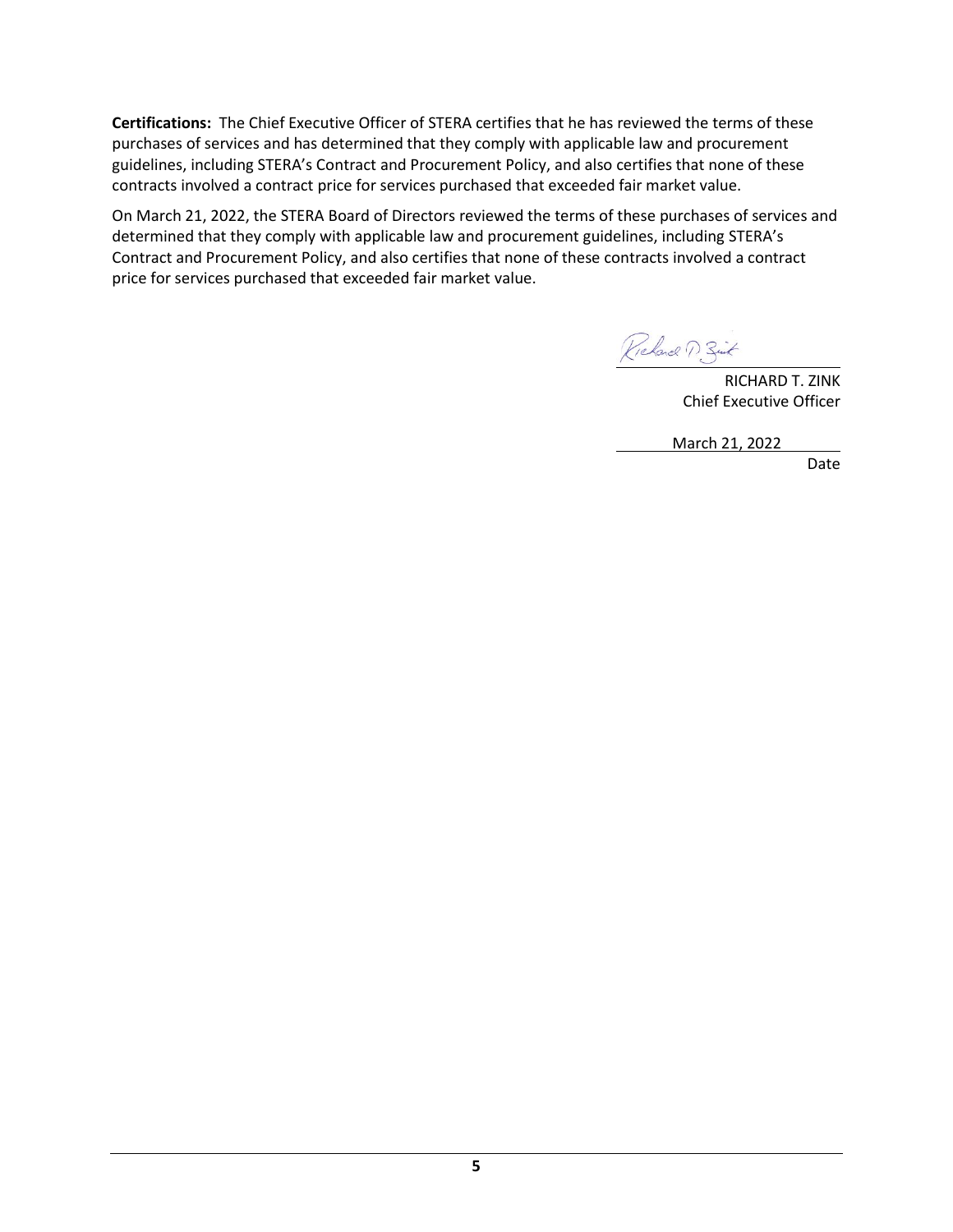**Certifications:** The Chief Executive Officer of STERA certifies that he has reviewed the terms of these purchases of services and has determined that they comply with applicable law and procurement guidelines, including STERA's Contract and Procurement Policy, and also certifies that none of these contracts involved a contract price for services purchased that exceeded fair market value.

On March 21, 2022, the STERA Board of Directors reviewed the terms of these purchases of services and determined that they comply with applicable law and procurement guidelines, including STERA's Contract and Procurement Policy, and also certifies that none of these contracts involved a contract price for services purchased that exceeded fair market value.

Richard T. Zink

RICHARD T. ZINK
Chief Executive Officer

March 21, 2022
Date